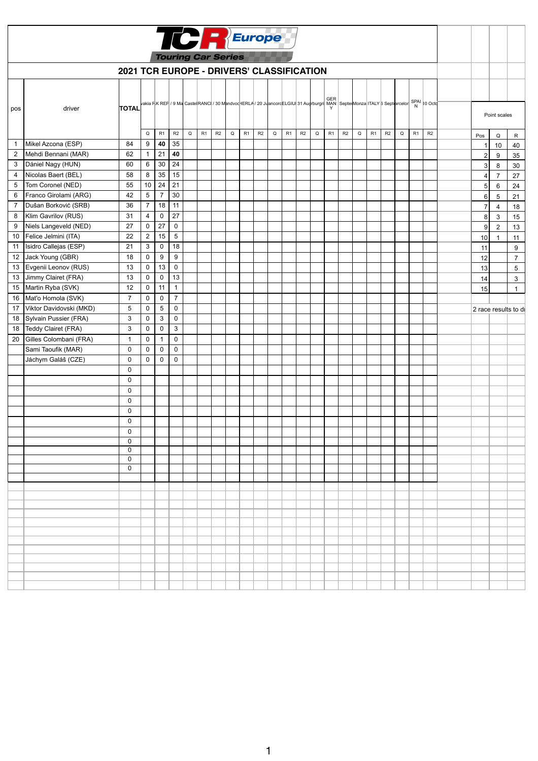TCR Europe Touring Car Series

## 2021 TCR EUROPE - DRIVERS' CLASSIFICATION

| pos | driver | TOTAL | vakia R | K REF / 9 Ma | | Castel | RANCI / 30 M | | andvoo | HERLA / 20 Ju | | ancorc | ELGIU | 31 Au | grburgri | GER MAN Y | | Septe | Monza | ITALY 5 Septe | | arcelon | SPAI N | 10 Octo |
|---|---|---|---|---|---|---|---|---|---|---|---|---|---|---|---|---|---|---|---|---|---|---|---|---|
| | | | Q | R1 | R2 | Q | R1 | R2 | Q | R1 | R2 | Q | R1 | R2 | Q | R1 | R2 | Q | R1 | R2 | Q | R1 | R2 | |
| 1 | Mikel Azcona (ESP) | 84 | 9 | **40** | 35 | | | | | | | | | | | | | | | | | | | |
| 2 | Mehdi Bennani (MAR) | 62 | 1 | 21 | **40** | | | | | | | | | | | | | | | | | | | |
| 3 | Dániel Nagy (HUN) | 60 | 6 | 30 | 24 | | | | | | | | | | | | | | | | | | | |
| 4 | Nicolas Baert (BEL) | 58 | 8 | 35 | 15 | | | | | | | | | | | | | | | | | | | |
| 5 | Tom Coronel (NED) | 55 | 10 | 24 | 21 | | | | | | | | | | | | | | | | | | | |
| 6 | Franco Girolami (ARG) | 42 | 5 | 7 | 30 | | | | | | | | | | | | | | | | | | | |
| 7 | Dušan Borković (SRB) | 36 | 7 | 18 | 11 | | | | | | | | | | | | | | | | | | | |
| 8 | Klim Gavrilov (RUS) | 31 | 4 | 0 | 27 | | | | | | | | | | | | | | | | | | | |
| 9 | Niels Langeveld (NED) | 27 | 0 | 27 | 0 | | | | | | | | | | | | | | | | | | | |
| 10 | Felice Jelmini (ITA) | 22 | 2 | 15 | 5 | | | | | | | | | | | | | | | | | | | |
| 11 | Isidro Callejas (ESP) | 21 | 3 | 0 | 18 | | | | | | | | | | | | | | | | | | | |
| 12 | Jack Young (GBR) | 18 | 0 | 9 | 9 | | | | | | | | | | | | | | | | | | | |
| 13 | Evgenii Leonov (RUS) | 13 | 0 | 13 | 0 | | | | | | | | | | | | | | | | | | | |
| 13 | Jimmy Clairet (FRA) | 13 | 0 | 0 | 13 | | | | | | | | | | | | | | | | | | | |
| 15 | Martin Ryba (SVK) | 12 | 0 | 11 | 1 | | | | | | | | | | | | | | | | | | | |
| 16 | Mat'o Homola (SVK) | 7 | 0 | 0 | 7 | | | | | | | | | | | | | | | | | | | |
| 17 | Viktor Davidovski (MKD) | 5 | 0 | 5 | 0 | | | | | | | | | | | | | | | | | | | |
| 18 | Sylvain Pussier (FRA) | 3 | 0 | 3 | 0 | | | | | | | | | | | | | | | | | | | |
| 18 | Teddy Clairet (FRA) | 3 | 0 | 0 | 3 | | | | | | | | | | | | | | | | | | | |
| 20 | Gilles Colombani (FRA) | 1 | 0 | 1 | 0 | | | | | | | | | | | | | | | | | | | |
| | Sami Taoufik (MAR) | 0 | 0 | 0 | 0 | | | | | | | | | | | | | | | | | | | |
| | Jáchym Galáš (CZE) | 0 | 0 | 0 | 0 | | | | | | | | | | | | | | | | | | | |

Point scales

| Pos | Q | R |
|---|---|---|
| 1 | 10 | 40 |
| 2 | 9 | 35 |
| 3 | 8 | 30 |
| 4 | 7 | 27 |
| 5 | 6 | 24 |
| 6 | 5 | 21 |
| 7 | 4 | 18 |
| 8 | 3 | 15 |
| 9 | 2 | 13 |
| 10 | 1 | 11 |
| 11 | | 9 |
| 12 | | 7 |
| 13 | | 5 |
| 14 | | 3 |
| 15 | | 1 |

2 race results to di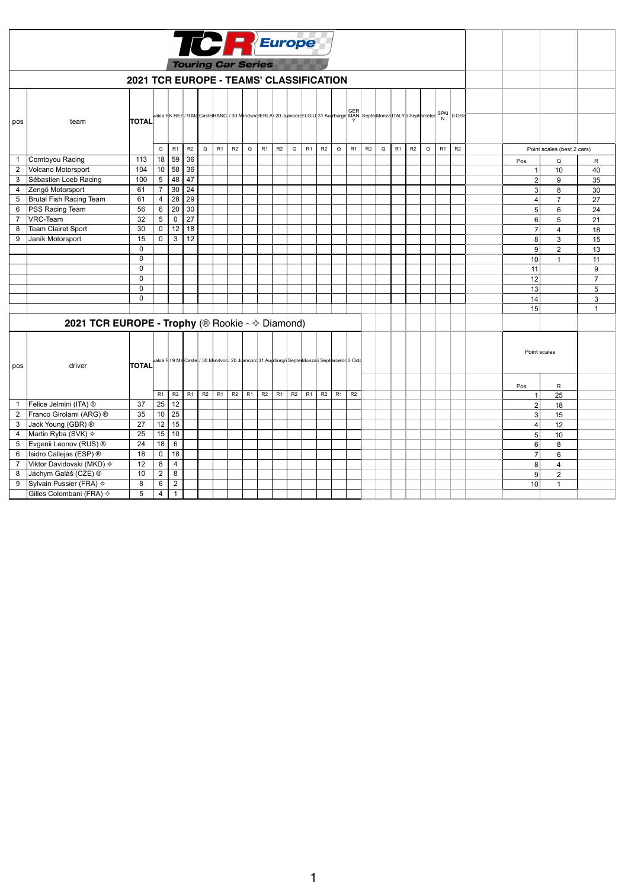## 2021 TCR EUROPE - TEAMS' CLASSIFICATION

| pos | team | TOTAL | vakia F | K REF | / 9 Ma | Castel | RANC | / 30 M | andvoo | HERLA | / 20 Ju | ancorc | ELGIU | 31 Au | rburgri | GER MAN Y | Septe | Monza | ITALY | 5 Sept | arcelor | SPAI N | 0 Octo |
|---|---|---|---|---|---|---|---|---|---|---|---|---|---|---|---|---|---|---|---|---|---|---|---|
| | | | Q | R1 | R2 | Q | R1 | R2 | Q | R1 | R2 | Q | R1 | R2 | Q | R1 | R2 | Q | R1 | R2 | Q | R1 | R2 |
| 1 | Comtoyou Racing | 113 | 18 | 59 | 36 | | | | | | | | | | | | | | | | | | |
| 2 | Volcano Motorsport | 104 | 10 | 58 | 36 | | | | | | | | | | | | | | | | | | |
| 3 | Sébastien Loeb Racing | 100 | 5 | 48 | 47 | | | | | | | | | | | | | | | | | | |
| 4 | Zengő Motorsport | 61 | 7 | 30 | 24 | | | | | | | | | | | | | | | | | | |
| 5 | Brutal Fish Racing Team | 61 | 4 | 28 | 29 | | | | | | | | | | | | | | | | | | |
| 6 | PSS Racing Team | 56 | 6 | 20 | 30 | | | | | | | | | | | | | | | | | | |
| 7 | VRC-Team | 32 | 5 | 0 | 27 | | | | | | | | | | | | | | | | | | |
| 8 | Team Clairet Sport | 30 | 0 | 12 | 18 | | | | | | | | | | | | | | | | | | |
| 9 | Janík Motorsport | 15 | 0 | 3 | 12 | | | | | | | | | | | | | | | | | | |
| | | 0 | | | | | | | | | | | | | | | | | | | | | |
| | | 0 | | | | | | | | | | | | | | | | | | | | | |
| | | 0 | | | | | | | | | | | | | | | | | | | | | |
| | | 0 | | | | | | | | | | | | | | | | | | | | | |
| | | 0 | | | | | | | | | | | | | | | | | | | | | |
| | | 0 | | | | | | | | | | | | | | | | | | | | | |

Point scales (best 2 cars)

| Pos | Q | R |
|---|---|---|
| 1 | 10 | 40 |
| 2 | 9 | 35 |
| 3 | 8 | 30 |
| 4 | 7 | 27 |
| 5 | 6 | 24 |
| 6 | 5 | 21 |
| 7 | 4 | 18 |
| 8 | 3 | 15 |
| 9 | 2 | 13 |
| 10 | 1 | 11 |
| 11 | | 9 |
| 12 | | 7 |
| 13 | | 5 |
| 14 | | 3 |
| 15 | | 1 |

## 2021 TCR EUROPE - Trophy (® Rookie - ✧ Diamond)

| pos | driver | TOTAL | vakia F | / 9 Ma | Castel | / 30 M | andvoo | / 20 Ju | ancorc | 31 Au | rburgri | Septe | Monza | 5 Sept | arcelor | 0 Octo |
|---|---|---|---|---|---|---|---|---|---|---|---|---|---|---|---|---|
| | | | R1 | R2 | R1 | R2 | R1 | R2 | R1 | R2 | R1 | R2 | R1 | R2 | R1 | R2 |
| 1 | Felice Jelmini (ITA) ® | 37 | 25 | 12 | | | | | | | | | | | | |
| 2 | Franco Girolami (ARG) ® | 35 | 10 | 25 | | | | | | | | | | | | |
| 3 | Jack Young (GBR) ® | 27 | 12 | 15 | | | | | | | | | | | | |
| 4 | Martin Ryba (SVK) ✧ | 25 | 15 | 10 | | | | | | | | | | | | |
| 5 | Evgenii Leonov (RUS) ® | 24 | 18 | 6 | | | | | | | | | | | | |
| 6 | Isidro Callejas (ESP) ® | 18 | 0 | 18 | | | | | | | | | | | | |
| 7 | Viktor Davidovski (MKD) ✧ | 12 | 8 | 4 | | | | | | | | | | | | |
| 8 | Jáchym Galáš (CZE) ® | 10 | 2 | 8 | | | | | | | | | | | | |
| 9 | Sylvain Pussier (FRA) ✧ | 8 | 6 | 2 | | | | | | | | | | | | |
| | Gilles Colombani (FRA) ✧ | 5 | 4 | 1 | | | | | | | | | | | | |

Point scales

| Pos | R |
|---|---|
| 1 | 25 |
| 2 | 18 |
| 3 | 15 |
| 4 | 12 |
| 5 | 10 |
| 6 | 8 |
| 7 | 6 |
| 8 | 4 |
| 9 | 2 |
| 10 | 1 |